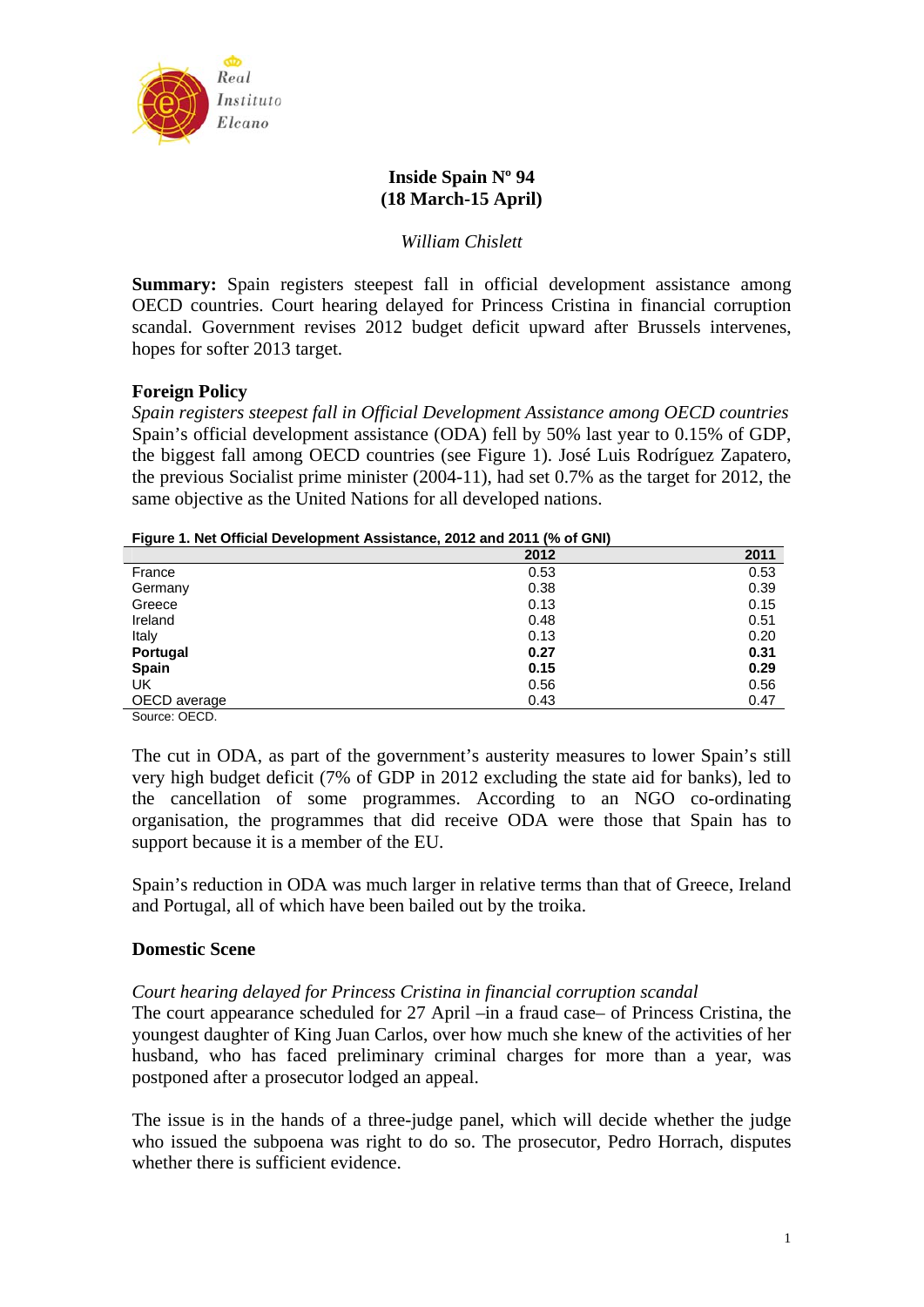# Inside Spain Nº 94
## (18 March-15 April)

*William Chislett*

**Summary:** Spain registers steepest fall in official development assistance among OECD countries. Court hearing delayed for Princess Cristina in financial corruption scandal. Government revises 2012 budget deficit upward after Brussels intervenes, hopes for softer 2013 target.

### Foreign Policy

*Spain registers steepest fall in Official Development Assistance among OECD countries*

Spain's official development assistance (ODA) fell by 50% last year to 0.15% of GDP, the biggest fall among OECD countries (see Figure 1). José Luis Rodríguez Zapatero, the previous Socialist prime minister (2004-11), had set 0.7% as the target for 2012, the same objective as the United Nations for all developed nations.

**Figure 1. Net Official Development Assistance, 2012 and 2011 (% of GNI)**

| | 2012 | 2011 |
|---|---|---|
| France | 0.53 | 0.53 |
| Germany | 0.38 | 0.39 |
| Greece | 0.13 | 0.15 |
| Ireland | 0.48 | 0.51 |
| Italy | 0.13 | 0.20 |
| **Portugal** | **0.27** | **0.31** |
| **Spain** | **0.15** | **0.29** |
| UK | 0.56 | 0.56 |
| OECD average | 0.43 | 0.47 |

Source: OECD.

The cut in ODA, as part of the government's austerity measures to lower Spain's still very high budget deficit (7% of GDP in 2012 excluding the state aid for banks), led to the cancellation of some programmes. According to an NGO co-ordinating organisation, the programmes that did receive ODA were those that Spain has to support because it is a member of the EU.

Spain's reduction in ODA was much larger in relative terms than that of Greece, Ireland and Portugal, all of which have been bailed out by the troika.

### Domestic Scene

*Court hearing delayed for Princess Cristina in financial corruption scandal*

The court appearance scheduled for 27 April –in a fraud case– of Princess Cristina, the youngest daughter of King Juan Carlos, over how much she knew of the activities of her husband, who has faced preliminary criminal charges for more than a year, was postponed after a prosecutor lodged an appeal.

The issue is in the hands of a three-judge panel, which will decide whether the judge who issued the subpoena was right to do so. The prosecutor, Pedro Horrach, disputes whether there is sufficient evidence.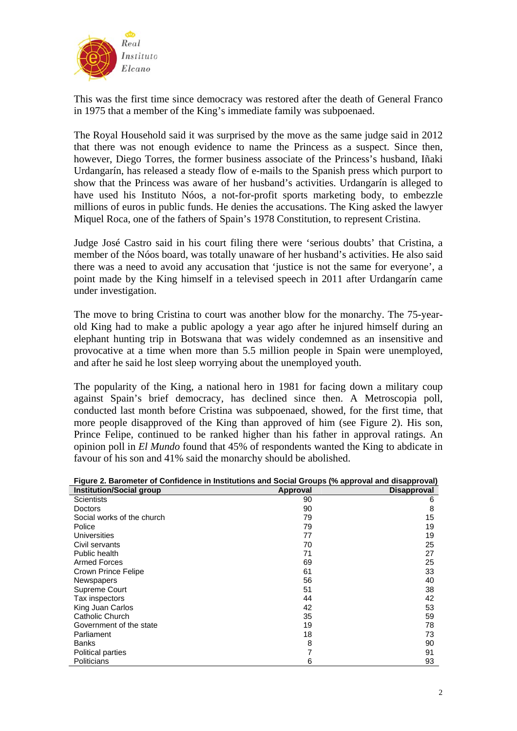This was the first time since democracy was restored after the death of General Franco in 1975 that a member of the King's immediate family was subpoenaed.

The Royal Household said it was surprised by the move as the same judge said in 2012 that there was not enough evidence to name the Princess as a suspect. Since then, however, Diego Torres, the former business associate of the Princess's husband, Iñaki Urdangarín, has released a steady flow of e-mails to the Spanish press which purport to show that the Princess was aware of her husband's activities. Urdangarín is alleged to have used his Instituto Nóos, a not-for-profit sports marketing body, to embezzle millions of euros in public funds. He denies the accusations. The King asked the lawyer Miquel Roca, one of the fathers of Spain's 1978 Constitution, to represent Cristina.

Judge José Castro said in his court filing there were 'serious doubts' that Cristina, a member of the Nóos board, was totally unaware of her husband's activities. He also said there was a need to avoid any accusation that 'justice is not the same for everyone', a point made by the King himself in a televised speech in 2011 after Urdangarín came under investigation.

The move to bring Cristina to court was another blow for the monarchy. The 75-year-old King had to make a public apology a year ago after he injured himself during an elephant hunting trip in Botswana that was widely condemned as an insensitive and provocative at a time when more than 5.5 million people in Spain were unemployed, and after he said he lost sleep worrying about the unemployed youth.

The popularity of the King, a national hero in 1981 for facing down a military coup against Spain's brief democracy, has declined since then. A Metroscopia poll, conducted last month before Cristina was subpoenaed, showed, for the first time, that more people disapproved of the King than approved of him (see Figure 2). His son, Prince Felipe, continued to be ranked higher than his father in approval ratings. An opinion poll in *El Mundo* found that 45% of respondents wanted the King to abdicate in favour of his son and 41% said the monarchy should be abolished.

**Figure 2. Barometer of Confidence in Institutions and Social Groups (% approval and disapproval)**

| Institution/Social group | Approval | Disapproval |
|---|---|---|
| Scientists | 90 | 6 |
| Doctors | 90 | 8 |
| Social works of the church | 79 | 15 |
| Police | 79 | 19 |
| Universities | 77 | 19 |
| Civil servants | 70 | 25 |
| Public health | 71 | 27 |
| Armed Forces | 69 | 25 |
| Crown Prince Felipe | 61 | 33 |
| Newspapers | 56 | 40 |
| Supreme Court | 51 | 38 |
| Tax inspectors | 44 | 42 |
| King Juan Carlos | 42 | 53 |
| Catholic Church | 35 | 59 |
| Government of the state | 19 | 78 |
| Parliament | 18 | 73 |
| Banks | 8 | 90 |
| Political parties | 7 | 91 |
| Politicians | 6 | 93 |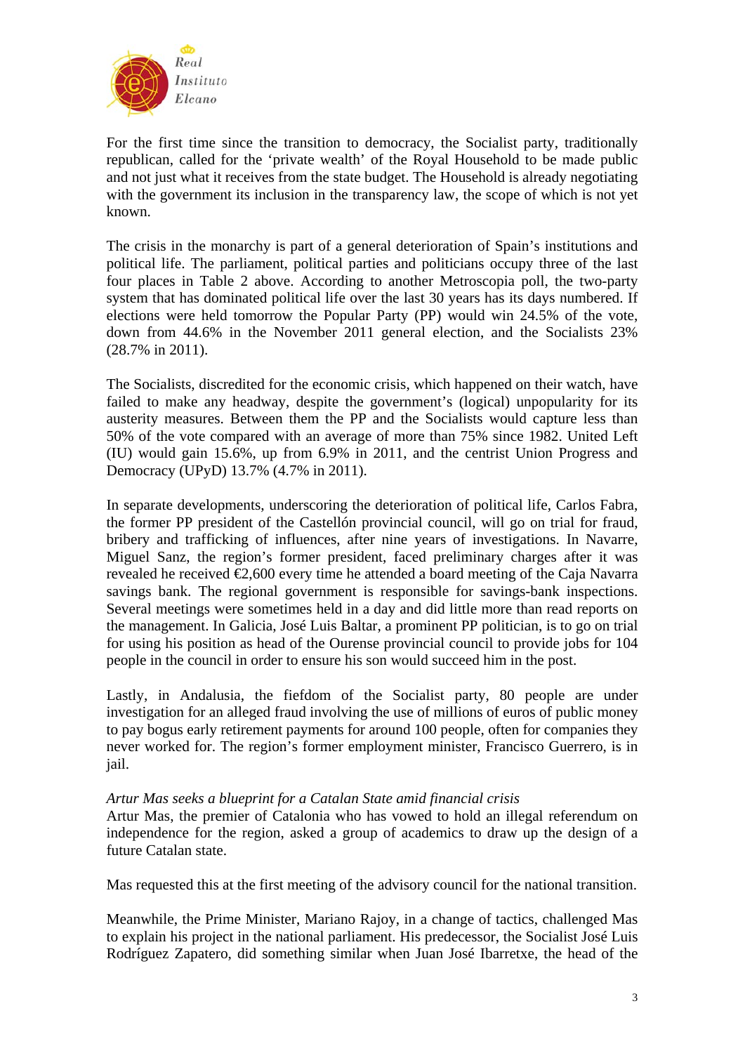For the first time since the transition to democracy, the Socialist party, traditionally republican, called for the 'private wealth' of the Royal Household to be made public and not just what it receives from the state budget. The Household is already negotiating with the government its inclusion in the transparency law, the scope of which is not yet known.

The crisis in the monarchy is part of a general deterioration of Spain's institutions and political life. The parliament, political parties and politicians occupy three of the last four places in Table 2 above. According to another Metroscopia poll, the two-party system that has dominated political life over the last 30 years has its days numbered. If elections were held tomorrow the Popular Party (PP) would win 24.5% of the vote, down from 44.6% in the November 2011 general election, and the Socialists 23% (28.7% in 2011).

The Socialists, discredited for the economic crisis, which happened on their watch, have failed to make any headway, despite the government's (logical) unpopularity for its austerity measures. Between them the PP and the Socialists would capture less than 50% of the vote compared with an average of more than 75% since 1982. United Left (IU) would gain 15.6%, up from 6.9% in 2011, and the centrist Union Progress and Democracy (UPyD) 13.7% (4.7% in 2011).

In separate developments, underscoring the deterioration of political life, Carlos Fabra, the former PP president of the Castellón provincial council, will go on trial for fraud, bribery and trafficking of influences, after nine years of investigations. In Navarre, Miguel Sanz, the region's former president, faced preliminary charges after it was revealed he received €2,600 every time he attended a board meeting of the Caja Navarra savings bank. The regional government is responsible for savings-bank inspections. Several meetings were sometimes held in a day and did little more than read reports on the management. In Galicia, José Luis Baltar, a prominent PP politician, is to go on trial for using his position as head of the Ourense provincial council to provide jobs for 104 people in the council in order to ensure his son would succeed him in the post.

Lastly, in Andalusia, the fiefdom of the Socialist party, 80 people are under investigation for an alleged fraud involving the use of millions of euros of public money to pay bogus early retirement payments for around 100 people, often for companies they never worked for. The region's former employment minister, Francisco Guerrero, is in jail.

*Artur Mas seeks a blueprint for a Catalan State amid financial crisis*

Artur Mas, the premier of Catalonia who has vowed to hold an illegal referendum on independence for the region, asked a group of academics to draw up the design of a future Catalan state.

Mas requested this at the first meeting of the advisory council for the national transition.

Meanwhile, the Prime Minister, Mariano Rajoy, in a change of tactics, challenged Mas to explain his project in the national parliament. His predecessor, the Socialist José Luis Rodríguez Zapatero, did something similar when Juan José Ibarretxe, the head of the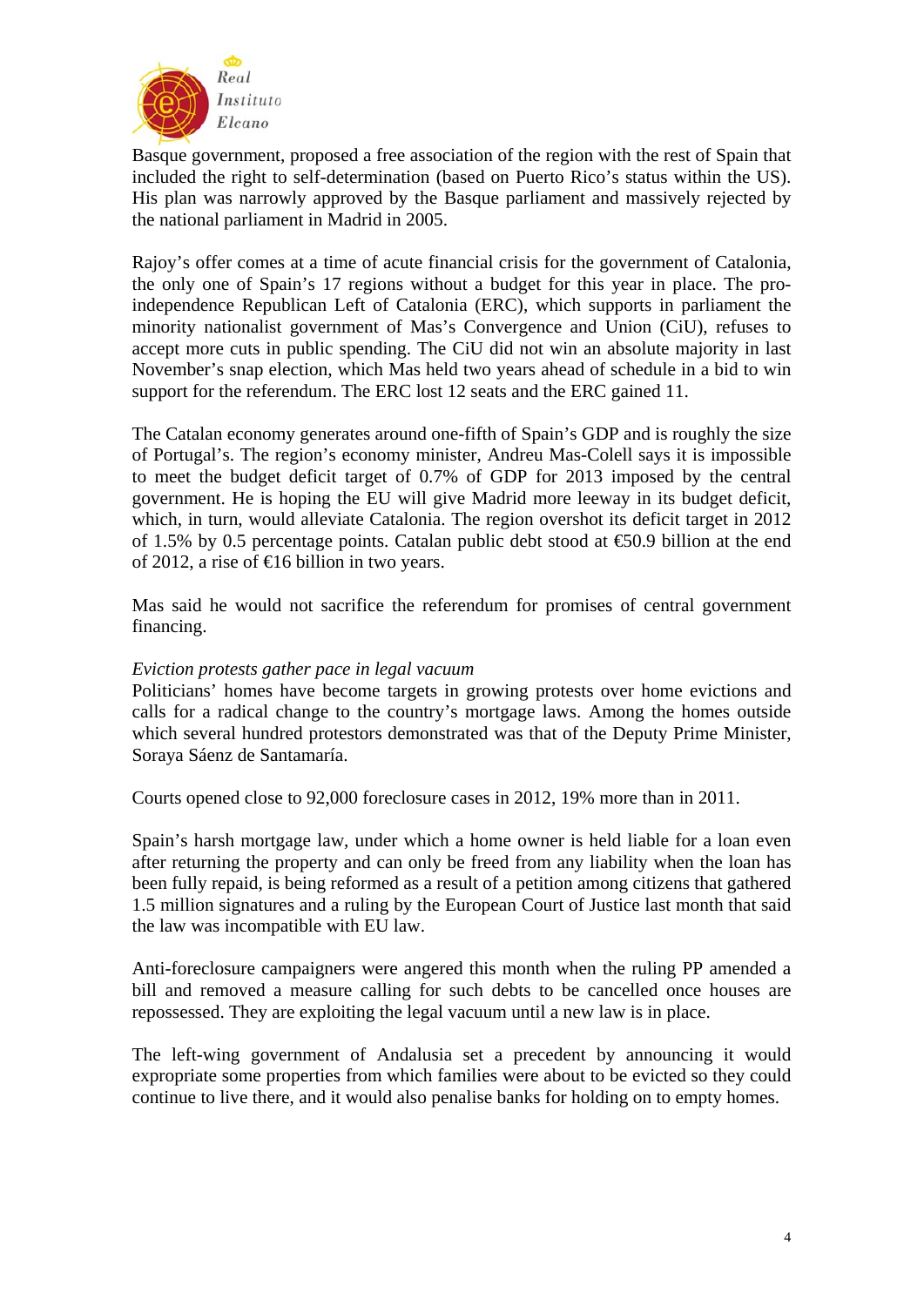Basque government, proposed a free association of the region with the rest of Spain that included the right to self-determination (based on Puerto Rico's status within the US). His plan was narrowly approved by the Basque parliament and massively rejected by the national parliament in Madrid in 2005.

Rajoy's offer comes at a time of acute financial crisis for the government of Catalonia, the only one of Spain's 17 regions without a budget for this year in place. The pro-independence Republican Left of Catalonia (ERC), which supports in parliament the minority nationalist government of Mas's Convergence and Union (CiU), refuses to accept more cuts in public spending. The CiU did not win an absolute majority in last November's snap election, which Mas held two years ahead of schedule in a bid to win support for the referendum. The ERC lost 12 seats and the ERC gained 11.

The Catalan economy generates around one-fifth of Spain's GDP and is roughly the size of Portugal's. The region's economy minister, Andreu Mas-Colell says it is impossible to meet the budget deficit target of 0.7% of GDP for 2013 imposed by the central government. He is hoping the EU will give Madrid more leeway in its budget deficit, which, in turn, would alleviate Catalonia. The region overshot its deficit target in 2012 of 1.5% by 0.5 percentage points. Catalan public debt stood at €50.9 billion at the end of 2012, a rise of €16 billion in two years.

Mas said he would not sacrifice the referendum for promises of central government financing.

*Eviction protests gather pace in legal vacuum*

Politicians' homes have become targets in growing protests over home evictions and calls for a radical change to the country's mortgage laws. Among the homes outside which several hundred protestors demonstrated was that of the Deputy Prime Minister, Soraya Sáenz de Santamaría.

Courts opened close to 92,000 foreclosure cases in 2012, 19% more than in 2011.

Spain's harsh mortgage law, under which a home owner is held liable for a loan even after returning the property and can only be freed from any liability when the loan has been fully repaid, is being reformed as a result of a petition among citizens that gathered 1.5 million signatures and a ruling by the European Court of Justice last month that said the law was incompatible with EU law.

Anti-foreclosure campaigners were angered this month when the ruling PP amended a bill and removed a measure calling for such debts to be cancelled once houses are repossessed. They are exploiting the legal vacuum until a new law is in place.

The left-wing government of Andalusia set a precedent by announcing it would expropriate some properties from which families were about to be evicted so they could continue to live there, and it would also penalise banks for holding on to empty homes.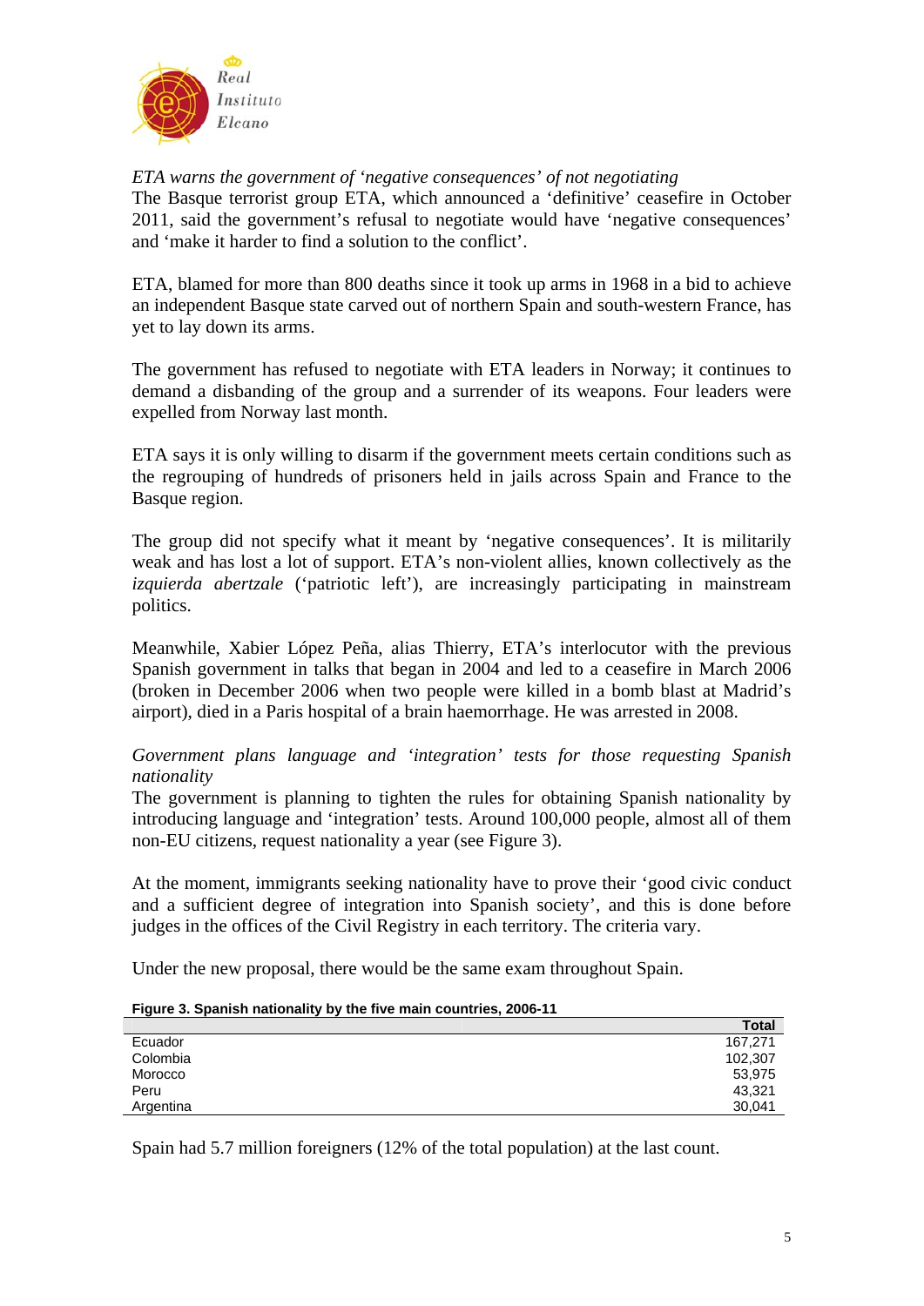*ETA warns the government of 'negative consequences' of not negotiating*
The Basque terrorist group ETA, which announced a 'definitive' ceasefire in October 2011, said the government's refusal to negotiate would have 'negative consequences' and 'make it harder to find a solution to the conflict'.

ETA, blamed for more than 800 deaths since it took up arms in 1968 in a bid to achieve an independent Basque state carved out of northern Spain and south-western France, has yet to lay down its arms.

The government has refused to negotiate with ETA leaders in Norway; it continues to demand a disbanding of the group and a surrender of its weapons. Four leaders were expelled from Norway last month.

ETA says it is only willing to disarm if the government meets certain conditions such as the regrouping of hundreds of prisoners held in jails across Spain and France to the Basque region.

The group did not specify what it meant by 'negative consequences'. It is militarily weak and has lost a lot of support. ETA's non-violent allies, known collectively as the *izquierda abertzale* ('patriotic left'), are increasingly participating in mainstream politics.

Meanwhile, Xabier López Peña, alias Thierry, ETA's interlocutor with the previous Spanish government in talks that began in 2004 and led to a ceasefire in March 2006 (broken in December 2006 when two people were killed in a bomb blast at Madrid's airport), died in a Paris hospital of a brain haemorrhage. He was arrested in 2008.

*Government plans language and 'integration' tests for those requesting Spanish nationality*
The government is planning to tighten the rules for obtaining Spanish nationality by introducing language and 'integration' tests. Around 100,000 people, almost all of them non-EU citizens, request nationality a year (see Figure 3).

At the moment, immigrants seeking nationality have to prove their 'good civic conduct and a sufficient degree of integration into Spanish society', and this is done before judges in the offices of the Civil Registry in each territory. The criteria vary.

Under the new proposal, there would be the same exam throughout Spain.

**Figure 3. Spanish nationality by the five main countries, 2006-11**

| | Total |
|---|---:|
| Ecuador | 167,271 |
| Colombia | 102,307 |
| Morocco | 53,975 |
| Peru | 43,321 |
| Argentina | 30,041 |

Spain had 5.7 million foreigners (12% of the total population) at the last count.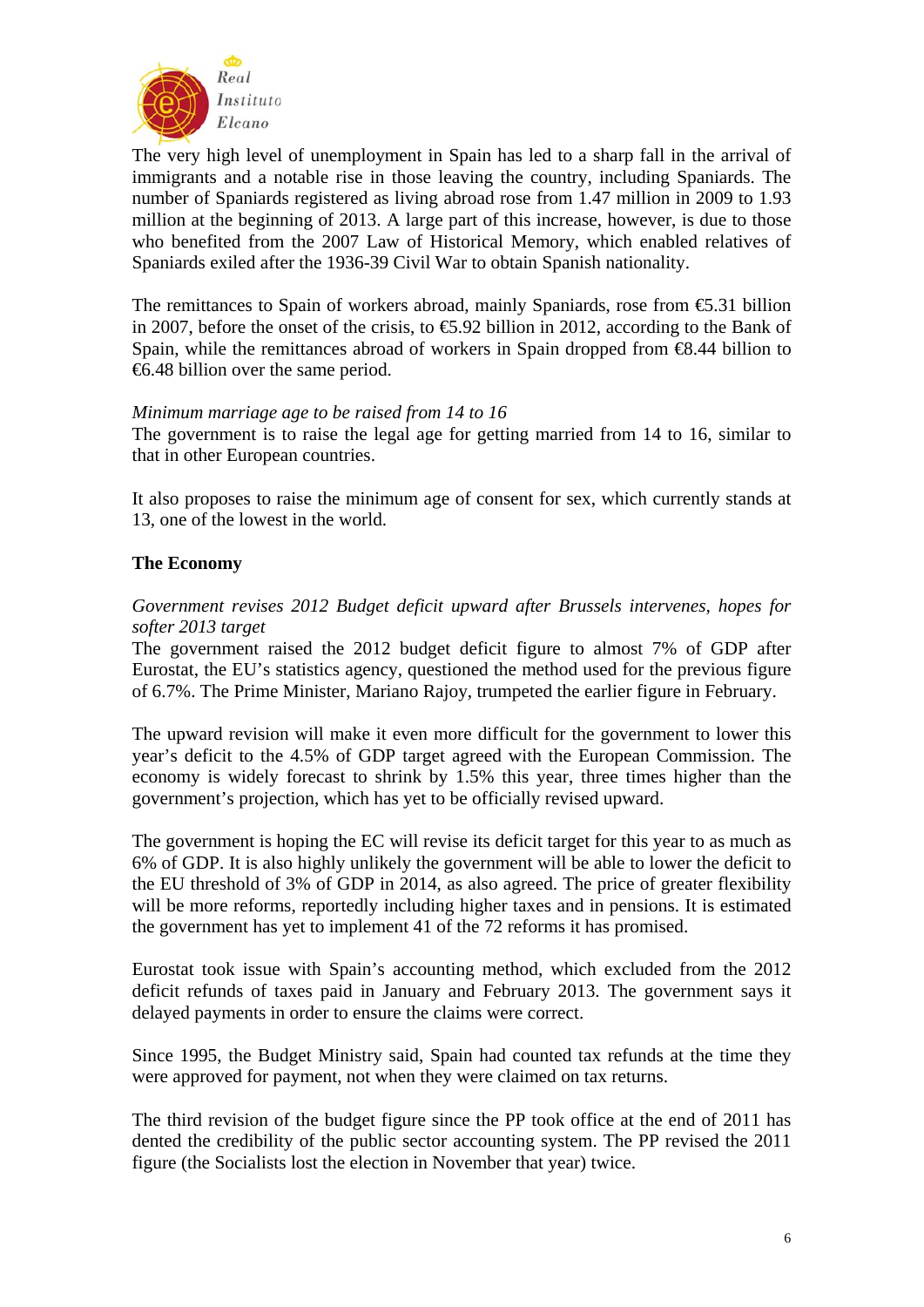The very high level of unemployment in Spain has led to a sharp fall in the arrival of immigrants and a notable rise in those leaving the country, including Spaniards. The number of Spaniards registered as living abroad rose from 1.47 million in 2009 to 1.93 million at the beginning of 2013. A large part of this increase, however, is due to those who benefited from the 2007 Law of Historical Memory, which enabled relatives of Spaniards exiled after the 1936-39 Civil War to obtain Spanish nationality.

The remittances to Spain of workers abroad, mainly Spaniards, rose from €5.31 billion in 2007, before the onset of the crisis, to €5.92 billion in 2012, according to the Bank of Spain, while the remittances abroad of workers in Spain dropped from €8.44 billion to €6.48 billion over the same period.

*Minimum marriage age to be raised from 14 to 16*

The government is to raise the legal age for getting married from 14 to 16, similar to that in other European countries.

It also proposes to raise the minimum age of consent for sex, which currently stands at 13, one of the lowest in the world.

**The Economy**

*Government revises 2012 Budget deficit upward after Brussels intervenes, hopes for softer 2013 target*

The government raised the 2012 budget deficit figure to almost 7% of GDP after Eurostat, the EU's statistics agency, questioned the method used for the previous figure of 6.7%. The Prime Minister, Mariano Rajoy, trumpeted the earlier figure in February.

The upward revision will make it even more difficult for the government to lower this year's deficit to the 4.5% of GDP target agreed with the European Commission. The economy is widely forecast to shrink by 1.5% this year, three times higher than the government's projection, which has yet to be officially revised upward.

The government is hoping the EC will revise its deficit target for this year to as much as 6% of GDP. It is also highly unlikely the government will be able to lower the deficit to the EU threshold of 3% of GDP in 2014, as also agreed. The price of greater flexibility will be more reforms, reportedly including higher taxes and in pensions. It is estimated the government has yet to implement 41 of the 72 reforms it has promised.

Eurostat took issue with Spain's accounting method, which excluded from the 2012 deficit refunds of taxes paid in January and February 2013. The government says it delayed payments in order to ensure the claims were correct.

Since 1995, the Budget Ministry said, Spain had counted tax refunds at the time they were approved for payment, not when they were claimed on tax returns.

The third revision of the budget figure since the PP took office at the end of 2011 has dented the credibility of the public sector accounting system. The PP revised the 2011 figure (the Socialists lost the election in November that year) twice.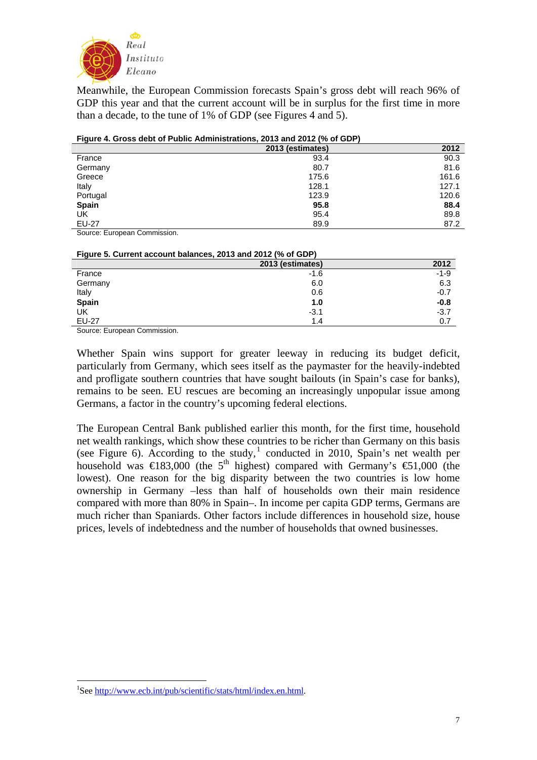Meanwhile, the European Commission forecasts Spain's gross debt will reach 96% of GDP this year and that the current account will be in surplus for the first time in more than a decade, to the tune of 1% of GDP (see Figures 4 and 5).

**Figure 4. Gross debt of Public Administrations, 2013 and 2012 (% of GDP)**

| | 2013 (estimates) | 2012 |
|---|---|---|
| France | 93.4 | 90.3 |
| Germany | 80.7 | 81.6 |
| Greece | 175.6 | 161.6 |
| Italy | 128.1 | 127.1 |
| Portugal | 123.9 | 120.6 |
| **Spain** | **95.8** | **88.4** |
| UK | 95.4 | 89.8 |
| EU-27 | 89.9 | 87.2 |

Source: European Commission.

**Figure 5. Current account balances, 2013 and 2012 (% of GDP)**

| | 2013 (estimates) | 2012 |
|---|---|---|
| France | -1.6 | -1-9 |
| Germany | 6.0 | 6.3 |
| Italy | 0.6 | -0.7 |
| **Spain** | **1.0** | **-0.8** |
| UK | -3.1 | -3.7 |
| EU-27 | 1.4 | 0.7 |

Source: European Commission.

Whether Spain wins support for greater leeway in reducing its budget deficit, particularly from Germany, which sees itself as the paymaster for the heavily-indebted and profligate southern countries that have sought bailouts (in Spain's case for banks), remains to be seen. EU rescues are becoming an increasingly unpopular issue among Germans, a factor in the country's upcoming federal elections.

The European Central Bank published earlier this month, for the first time, household net wealth rankings, which show these countries to be richer than Germany on this basis (see Figure 6). According to the study,[1] conducted in 2010, Spain's net wealth per household was €183,000 (the 5th highest) compared with Germany's €51,000 (the lowest). One reason for the big disparity between the two countries is low home ownership in Germany –less than half of households own their main residence compared with more than 80% in Spain–. In income per capita GDP terms, Germans are much richer than Spaniards. Other factors include differences in household size, house prices, levels of indebtedness and the number of households that owned businesses.

[1] See http://www.ecb.int/pub/scientific/stats/html/index.en.html.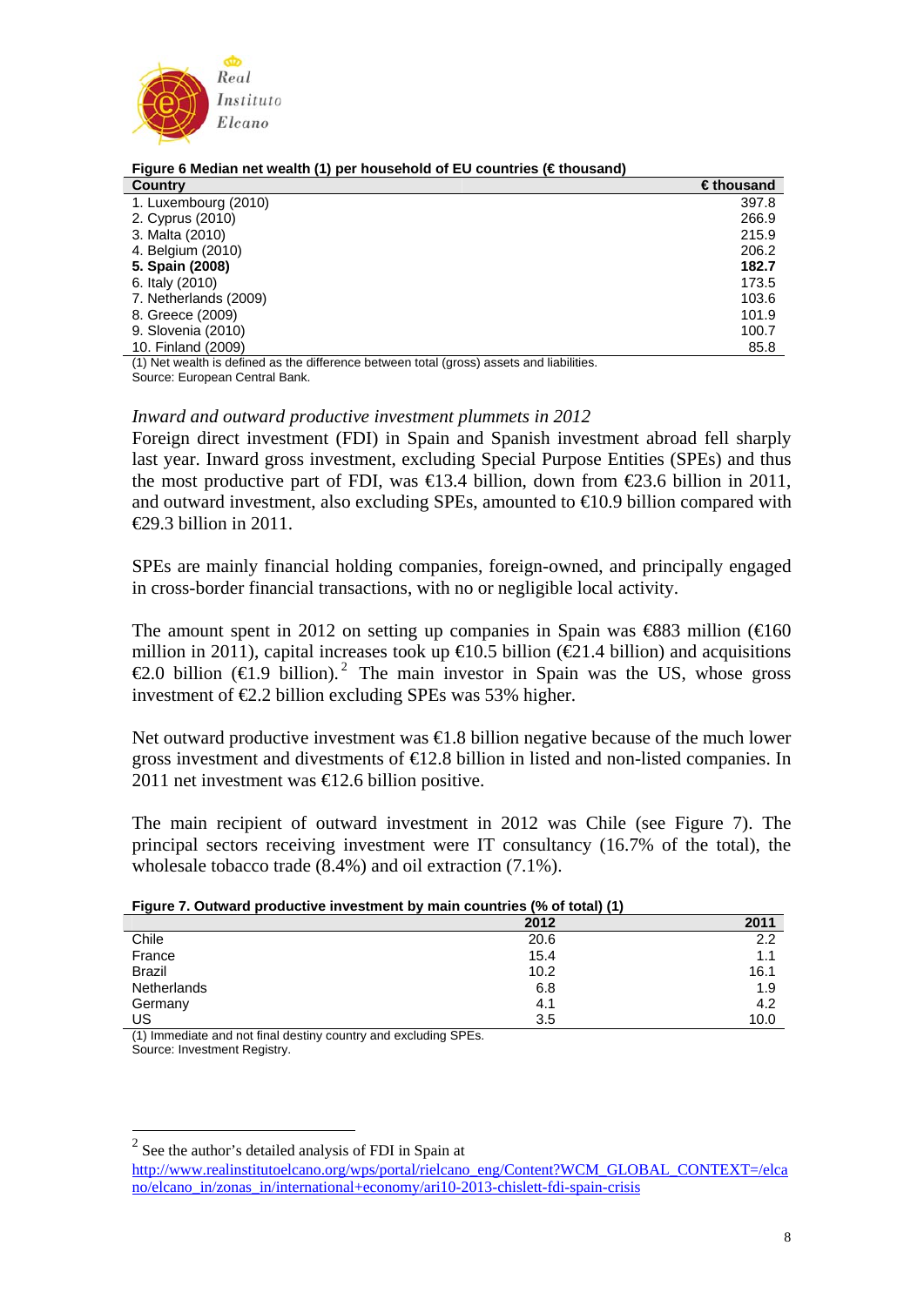**Figure 6 Median net wealth (1) per household of EU countries (€ thousand)**

| Country | € thousand |
|---|---|
| 1. Luxembourg (2010) | 397.8 |
| 2. Cyprus (2010) | 266.9 |
| 3. Malta (2010) | 215.9 |
| 4. Belgium (2010) | 206.2 |
| **5. Spain (2008)** | **182.7** |
| 6. Italy (2010) | 173.5 |
| 7. Netherlands (2009) | 103.6 |
| 8. Greece (2009) | 101.9 |
| 9. Slovenia (2010) | 100.7 |
| 10. Finland (2009) | 85.8 |

(1) Net wealth is defined as the difference between total (gross) assets and liabilities.
Source: European Central Bank.

*Inward and outward productive investment plummets in 2012*

Foreign direct investment (FDI) in Spain and Spanish investment abroad fell sharply last year. Inward gross investment, excluding Special Purpose Entities (SPEs) and thus the most productive part of FDI, was €13.4 billion, down from €23.6 billion in 2011, and outward investment, also excluding SPEs, amounted to €10.9 billion compared with €29.3 billion in 2011.

SPEs are mainly financial holding companies, foreign-owned, and principally engaged in cross-border financial transactions, with no or negligible local activity.

The amount spent in 2012 on setting up companies in Spain was €883 million (€160 million in 2011), capital increases took up €10.5 billion (€21.4 billion) and acquisitions €2.0 billion (€1.9 billion).[2] The main investor in Spain was the US, whose gross investment of €2.2 billion excluding SPEs was 53% higher.

Net outward productive investment was €1.8 billion negative because of the much lower gross investment and divestments of €12.8 billion in listed and non-listed companies. In 2011 net investment was €12.6 billion positive.

The main recipient of outward investment in 2012 was Chile (see Figure 7). The principal sectors receiving investment were IT consultancy (16.7% of the total), the wholesale tobacco trade (8.4%) and oil extraction (7.1%).

**Figure 7. Outward productive investment by main countries (% of total) (1)**

| | 2012 | 2011 |
|---|---|---|
| Chile | 20.6 | 2.2 |
| France | 15.4 | 1.1 |
| Brazil | 10.2 | 16.1 |
| Netherlands | 6.8 | 1.9 |
| Germany | 4.1 | 4.2 |
| US | 3.5 | 10.0 |

(1) Immediate and not final destiny country and excluding SPEs.
Source: Investment Registry.

---

[2] See the author's detailed analysis of FDI in Spain at http://www.realinstitutoelcano.org/wps/portal/rielcano_eng/Content?WCM_GLOBAL_CONTEXT=/elcano/elcano_in/zonas_in/international+economy/ari10-2013-chislett-fdi-spain-crisis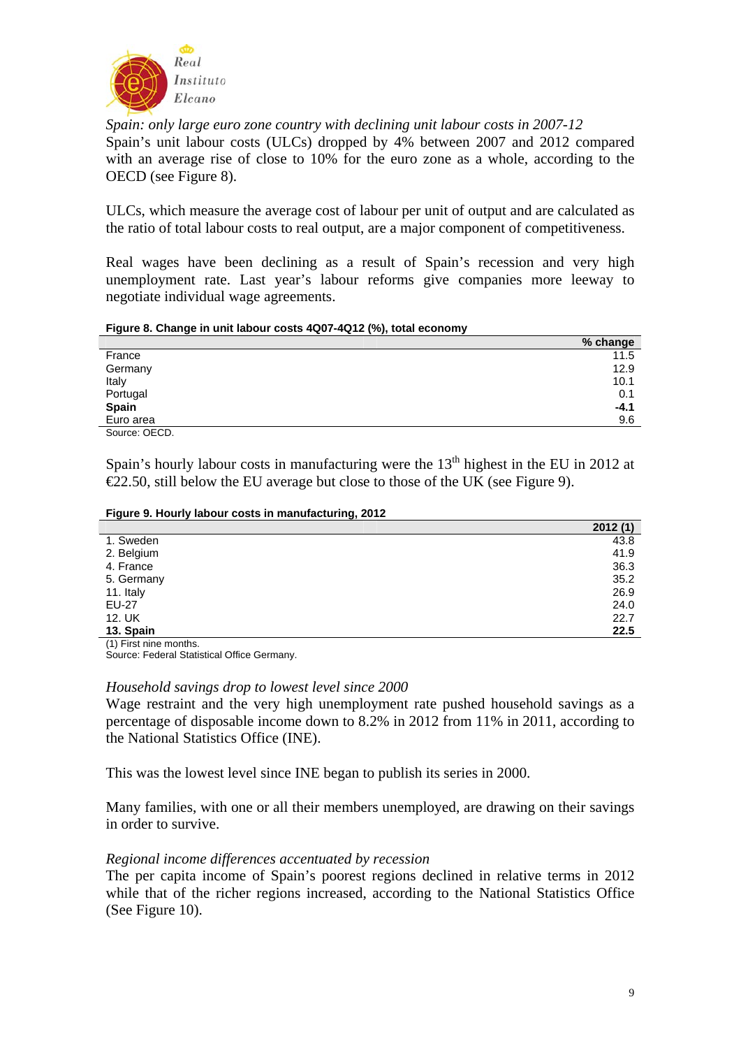*Spain: only large euro zone country with declining unit labour costs in 2007-12*

Spain's unit labour costs (ULCs) dropped by 4% between 2007 and 2012 compared with an average rise of close to 10% for the euro zone as a whole, according to the OECD (see Figure 8).

ULCs, which measure the average cost of labour per unit of output and are calculated as the ratio of total labour costs to real output, are a major component of competitiveness.

Real wages have been declining as a result of Spain's recession and very high unemployment rate. Last year's labour reforms give companies more leeway to negotiate individual wage agreements.

**Figure 8. Change in unit labour costs 4Q07-4Q12 (%), total economy**

| | % change |
|---|---|
| France | 11.5 |
| Germany | 12.9 |
| Italy | 10.1 |
| Portugal | 0.1 |
| **Spain** | **-4.1** |
| Euro area | 9.6 |

Source: OECD.

Spain's hourly labour costs in manufacturing were the 13th highest in the EU in 2012 at €22.50, still below the EU average but close to those of the UK (see Figure 9).

**Figure 9. Hourly labour costs in manufacturing, 2012**

| | 2012 (1) |
|---|---|
| 1. Sweden | 43.8 |
| 2. Belgium | 41.9 |
| 4. France | 36.3 |
| 5. Germany | 35.2 |
| 11. Italy | 26.9 |
| EU-27 | 24.0 |
| 12. UK | 22.7 |
| **13. Spain** | **22.5** |

(1) First nine months.
Source: Federal Statistical Office Germany.

*Household savings drop to lowest level since 2000*

Wage restraint and the very high unemployment rate pushed household savings as a percentage of disposable income down to 8.2% in 2012 from 11% in 2011, according to the National Statistics Office (INE).

This was the lowest level since INE began to publish its series in 2000.

Many families, with one or all their members unemployed, are drawing on their savings in order to survive.

*Regional income differences accentuated by recession*

The per capita income of Spain's poorest regions declined in relative terms in 2012 while that of the richer regions increased, according to the National Statistics Office (See Figure 10).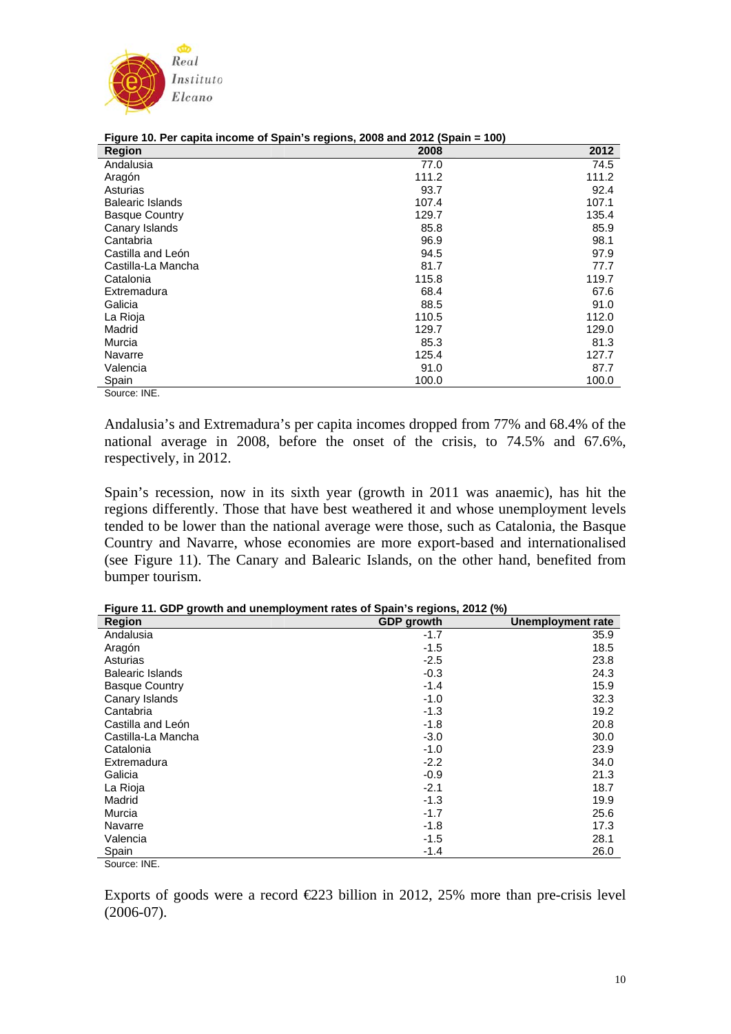**Figure 10. Per capita income of Spain's regions, 2008 and 2012 (Spain = 100)**

| Region | 2008 | 2012 |
|---|---|---|
| Andalusia | 77.0 | 74.5 |
| Aragón | 111.2 | 111.2 |
| Asturias | 93.7 | 92.4 |
| Balearic Islands | 107.4 | 107.1 |
| Basque Country | 129.7 | 135.4 |
| Canary Islands | 85.8 | 85.9 |
| Cantabria | 96.9 | 98.1 |
| Castilla and León | 94.5 | 97.9 |
| Castilla-La Mancha | 81.7 | 77.7 |
| Catalonia | 115.8 | 119.7 |
| Extremadura | 68.4 | 67.6 |
| Galicia | 88.5 | 91.0 |
| La Rioja | 110.5 | 112.0 |
| Madrid | 129.7 | 129.0 |
| Murcia | 85.3 | 81.3 |
| Navarre | 125.4 | 127.7 |
| Valencia | 91.0 | 87.7 |
| Spain | 100.0 | 100.0 |

Source: INE.

Andalusia's and Extremadura's per capita incomes dropped from 77% and 68.4% of the national average in 2008, before the onset of the crisis, to 74.5% and 67.6%, respectively, in 2012.

Spain's recession, now in its sixth year (growth in 2011 was anaemic), has hit the regions differently. Those that have best weathered it and whose unemployment levels tended to be lower than the national average were those, such as Catalonia, the Basque Country and Navarre, whose economies are more export-based and internationalised (see Figure 11). The Canary and Balearic Islands, on the other hand, benefited from bumper tourism.

**Figure 11. GDP growth and unemployment rates of Spain's regions, 2012 (%)**

| Region | GDP growth | Unemployment rate |
|---|---|---|
| Andalusia | -1.7 | 35.9 |
| Aragón | -1.5 | 18.5 |
| Asturias | -2.5 | 23.8 |
| Balearic Islands | -0.3 | 24.3 |
| Basque Country | -1.4 | 15.9 |
| Canary Islands | -1.0 | 32.3 |
| Cantabria | -1.3 | 19.2 |
| Castilla and León | -1.8 | 20.8 |
| Castilla-La Mancha | -3.0 | 30.0 |
| Catalonia | -1.0 | 23.9 |
| Extremadura | -2.2 | 34.0 |
| Galicia | -0.9 | 21.3 |
| La Rioja | -2.1 | 18.7 |
| Madrid | -1.3 | 19.9 |
| Murcia | -1.7 | 25.6 |
| Navarre | -1.8 | 17.3 |
| Valencia | -1.5 | 28.1 |
| Spain | -1.4 | 26.0 |

Source: INE.

Exports of goods were a record €223 billion in 2012, 25% more than pre-crisis level (2006-07).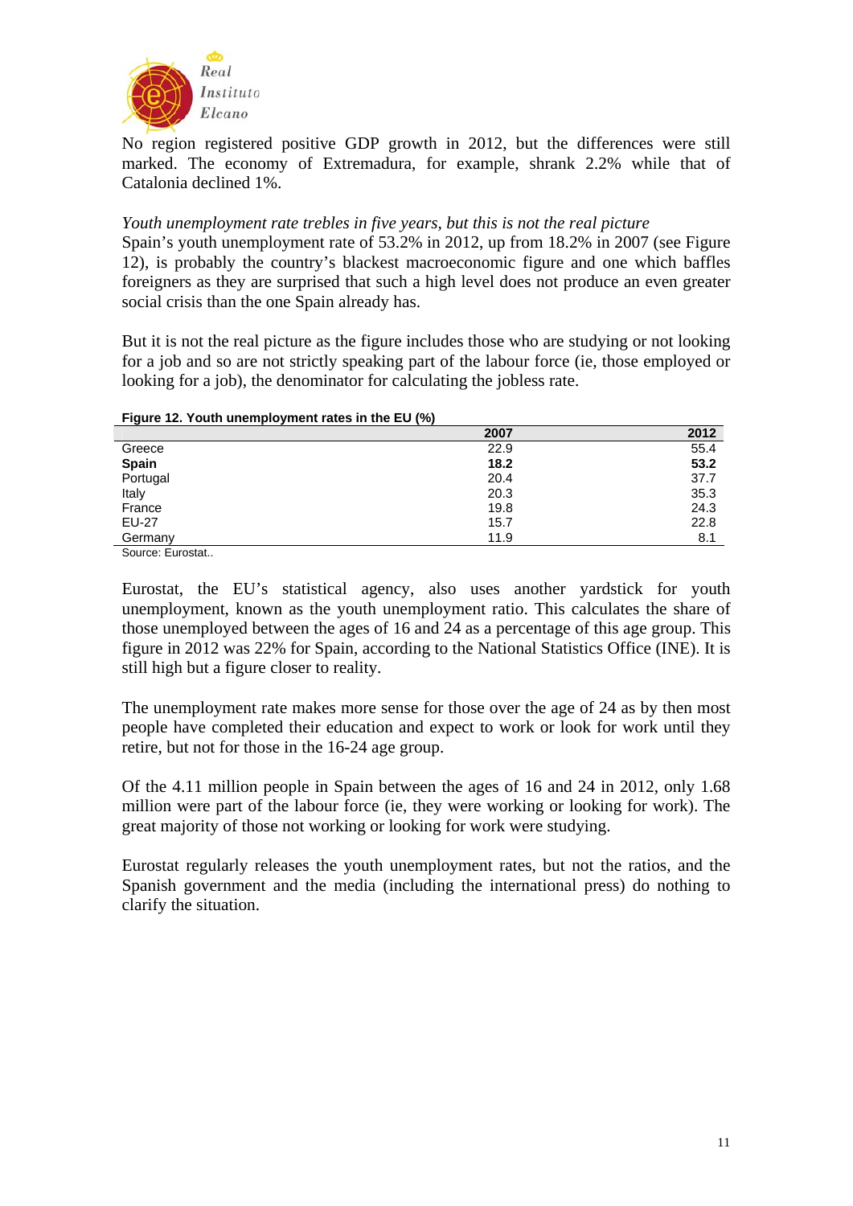No region registered positive GDP growth in 2012, but the differences were still marked. The economy of Extremadura, for example, shrank 2.2% while that of Catalonia declined 1%.

*Youth unemployment rate trebles in five years, but this is not the real picture*

Spain's youth unemployment rate of 53.2% in 2012, up from 18.2% in 2007 (see Figure 12), is probably the country's blackest macroeconomic figure and one which baffles foreigners as they are surprised that such a high level does not produce an even greater social crisis than the one Spain already has.

But it is not the real picture as the figure includes those who are studying or not looking for a job and so are not strictly speaking part of the labour force (ie, those employed or looking for a job), the denominator for calculating the jobless rate.

**Figure 12. Youth unemployment rates in the EU (%)**

| | 2007 | 2012 |
|---|---|---|
| Greece | 22.9 | 55.4 |
| **Spain** | **18.2** | **53.2** |
| Portugal | 20.4 | 37.7 |
| Italy | 20.3 | 35.3 |
| France | 19.8 | 24.3 |
| EU-27 | 15.7 | 22.8 |
| Germany | 11.9 | 8.1 |

Source: Eurostat..

Eurostat, the EU's statistical agency, also uses another yardstick for youth unemployment, known as the youth unemployment ratio. This calculates the share of those unemployed between the ages of 16 and 24 as a percentage of this age group. This figure in 2012 was 22% for Spain, according to the National Statistics Office (INE). It is still high but a figure closer to reality.

The unemployment rate makes more sense for those over the age of 24 as by then most people have completed their education and expect to work or look for work until they retire, but not for those in the 16-24 age group.

Of the 4.11 million people in Spain between the ages of 16 and 24 in 2012, only 1.68 million were part of the labour force (ie, they were working or looking for work). The great majority of those not working or looking for work were studying.

Eurostat regularly releases the youth unemployment rates, but not the ratios, and the Spanish government and the media (including the international press) do nothing to clarify the situation.